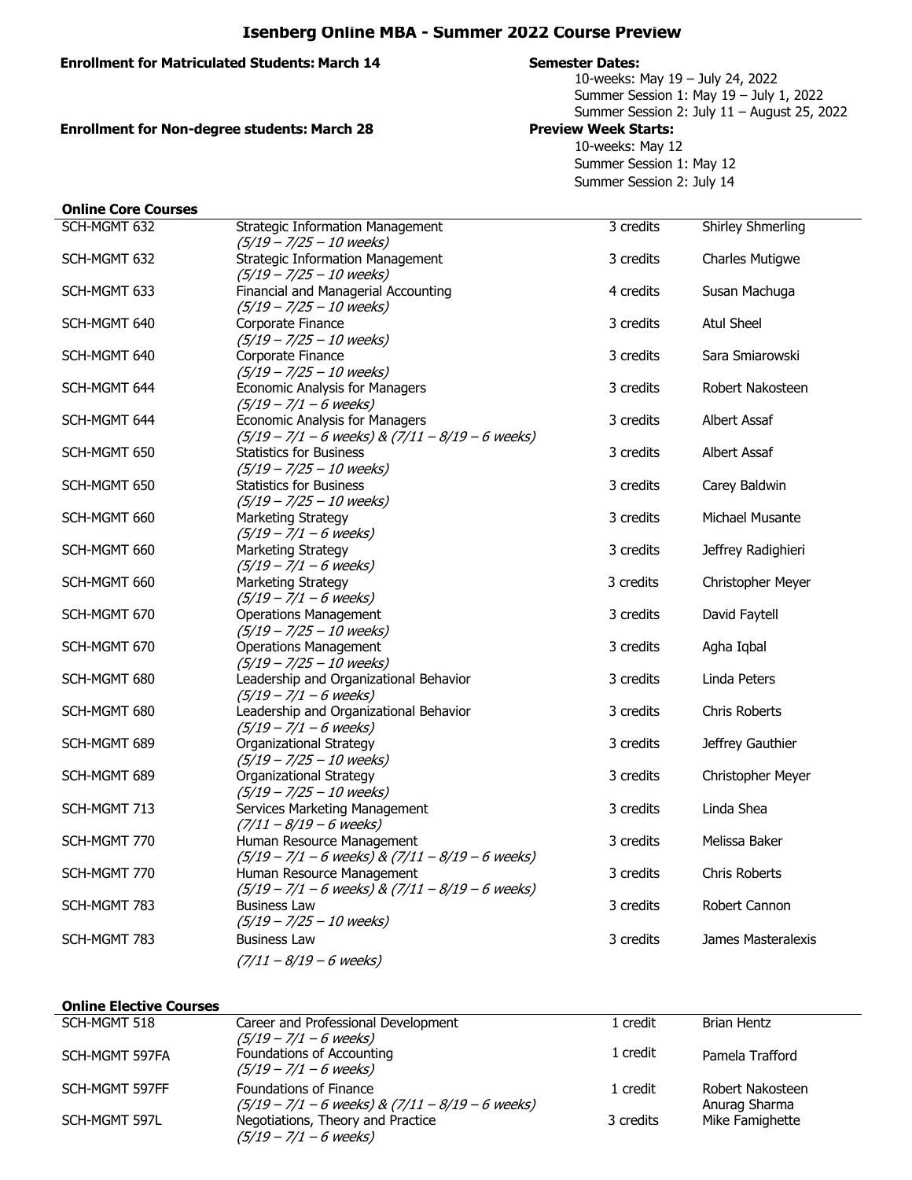# Isenberg Online MBA - Summer 2022 Course Preview

**Enrollment for Matriculated Students: March 14**

**Enrollment for Non-degree students: March 28**

**Semester Dates:**

10-weeks: May 19 – July 24, 2022
Summer Session 1: May 19 – July 1, 2022
Summer Session 2: July 11 – August 25, 2022

**Preview Week Starts:**

10-weeks: May 12
Summer Session 1: May 12
Summer Session 2: July 14

## Online Core Courses

| Course | Title | Credits | Instructor |
|---|---|---|---|
| SCH-MGMT 632 | Strategic Information Management *(5/19 – 7/25 – 10 weeks)* | 3 credits | Shirley Shmerling |
| SCH-MGMT 632 | Strategic Information Management *(5/19 – 7/25 – 10 weeks)* | 3 credits | Charles Mutigwe |
| SCH-MGMT 633 | Financial and Managerial Accounting *(5/19 – 7/25 – 10 weeks)* | 4 credits | Susan Machuga |
| SCH-MGMT 640 | Corporate Finance *(5/19 – 7/25 – 10 weeks)* | 3 credits | Atul Sheel |
| SCH-MGMT 640 | Corporate Finance *(5/19 – 7/25 – 10 weeks)* | 3 credits | Sara Smiarowski |
| SCH-MGMT 644 | Economic Analysis for Managers *(5/19 – 7/1 – 6 weeks)* | 3 credits | Robert Nakosteen |
| SCH-MGMT 644 | Economic Analysis for Managers *(5/19 – 7/1 – 6 weeks) & (7/11 – 8/19 – 6 weeks)* | 3 credits | Albert Assaf |
| SCH-MGMT 650 | Statistics for Business *(5/19 – 7/25 – 10 weeks)* | 3 credits | Albert Assaf |
| SCH-MGMT 650 | Statistics for Business *(5/19 – 7/25 – 10 weeks)* | 3 credits | Carey Baldwin |
| SCH-MGMT 660 | Marketing Strategy *(5/19 – 7/1 – 6 weeks)* | 3 credits | Michael Musante |
| SCH-MGMT 660 | Marketing Strategy *(5/19 – 7/1 – 6 weeks)* | 3 credits | Jeffrey Radighieri |
| SCH-MGMT 660 | Marketing Strategy *(5/19 – 7/1 – 6 weeks)* | 3 credits | Christopher Meyer |
| SCH-MGMT 670 | Operations Management *(5/19 – 7/25 – 10 weeks)* | 3 credits | David Faytell |
| SCH-MGMT 670 | Operations Management *(5/19 – 7/25 – 10 weeks)* | 3 credits | Agha Iqbal |
| SCH-MGMT 680 | Leadership and Organizational Behavior *(5/19 – 7/1 – 6 weeks)* | 3 credits | Linda Peters |
| SCH-MGMT 680 | Leadership and Organizational Behavior *(5/19 – 7/1 – 6 weeks)* | 3 credits | Chris Roberts |
| SCH-MGMT 689 | Organizational Strategy *(5/19 – 7/25 – 10 weeks)* | 3 credits | Jeffrey Gauthier |
| SCH-MGMT 689 | Organizational Strategy *(5/19 – 7/25 – 10 weeks)* | 3 credits | Christopher Meyer |
| SCH-MGMT 713 | Services Marketing Management *(7/11 – 8/19 – 6 weeks)* | 3 credits | Linda Shea |
| SCH-MGMT 770 | Human Resource Management *(5/19 – 7/1 – 6 weeks) & (7/11 – 8/19 – 6 weeks)* | 3 credits | Melissa Baker |
| SCH-MGMT 770 | Human Resource Management *(5/19 – 7/1 – 6 weeks) & (7/11 – 8/19 – 6 weeks)* | 3 credits | Chris Roberts |
| SCH-MGMT 783 | Business Law *(5/19 – 7/25 – 10 weeks)* | 3 credits | Robert Cannon |
| SCH-MGMT 783 | Business Law *(7/11 – 8/19 – 6 weeks)* | 3 credits | James Masteralexis |

## Online Elective Courses

| Course | Title | Credits | Instructor |
|---|---|---|---|
| SCH-MGMT 518 | Career and Professional Development *(5/19 – 7/1 – 6 weeks)* | 1 credit | Brian Hentz |
| SCH-MGMT 597FA | Foundations of Accounting *(5/19 – 7/1 – 6 weeks)* | 1 credit | Pamela Trafford |
| SCH-MGMT 597FF | Foundations of Finance *(5/19 – 7/1 – 6 weeks) & (7/11 – 8/19 – 6 weeks)* | 1 credit | Robert Nakosteen, Anurag Sharma |
| SCH-MGMT 597L | Negotiations, Theory and Practice *(5/19 – 7/1 – 6 weeks)* | 3 credits | Mike Famighette |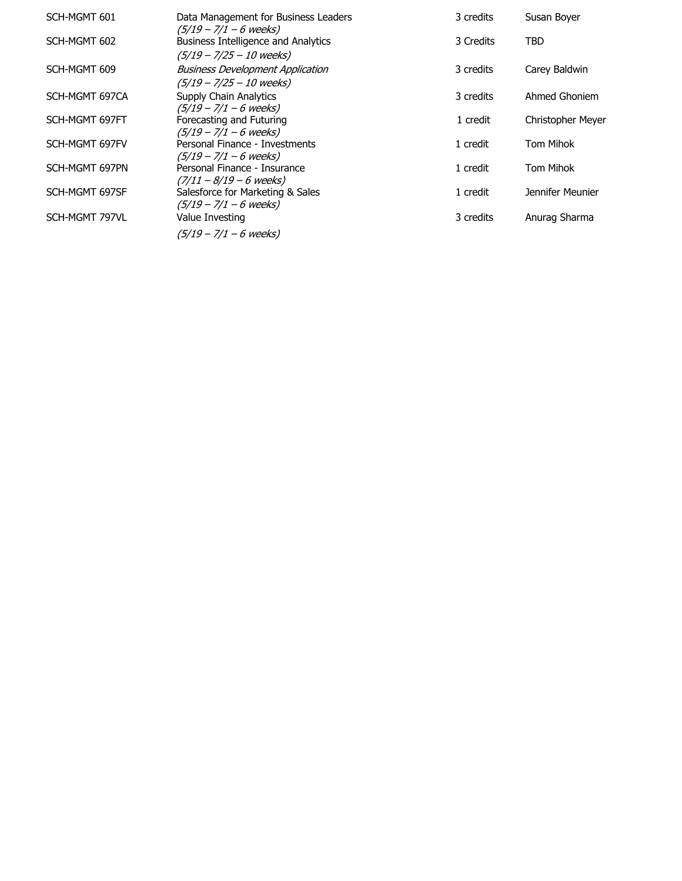| | | | |
|---|---|---|---|
| SCH-MGMT 601 | Data Management for Business Leaders *(5/19 – 7/1 – 6 weeks)* | 3 credits | Susan Boyer |
| SCH-MGMT 602 | Business Intelligence and Analytics *(5/19 – 7/25 – 10 weeks)* | 3 Credits | TBD |
| SCH-MGMT 609 | *Business Development Application* *(5/19 – 7/25 – 10 weeks)* | 3 credits | Carey Baldwin |
| SCH-MGMT 697CA | Supply Chain Analytics *(5/19 – 7/1 – 6 weeks)* | 3 credits | Ahmed Ghoniem |
| SCH-MGMT 697FT | Forecasting and Futuring *(5/19 – 7/1 – 6 weeks)* | 1 credit | Christopher Meyer |
| SCH-MGMT 697FV | Personal Finance - Investments *(5/19 – 7/1 – 6 weeks)* | 1 credit | Tom Mihok |
| SCH-MGMT 697PN | Personal Finance - Insurance *(7/11 – 8/19 – 6 weeks)* | 1 credit | Tom Mihok |
| SCH-MGMT 697SF | Salesforce for Marketing & Sales *(5/19 – 7/1 – 6 weeks)* | 1 credit | Jennifer Meunier |
| SCH-MGMT 797VL | Value Investing *(5/19 – 7/1 – 6 weeks)* | 3 credits | Anurag Sharma |